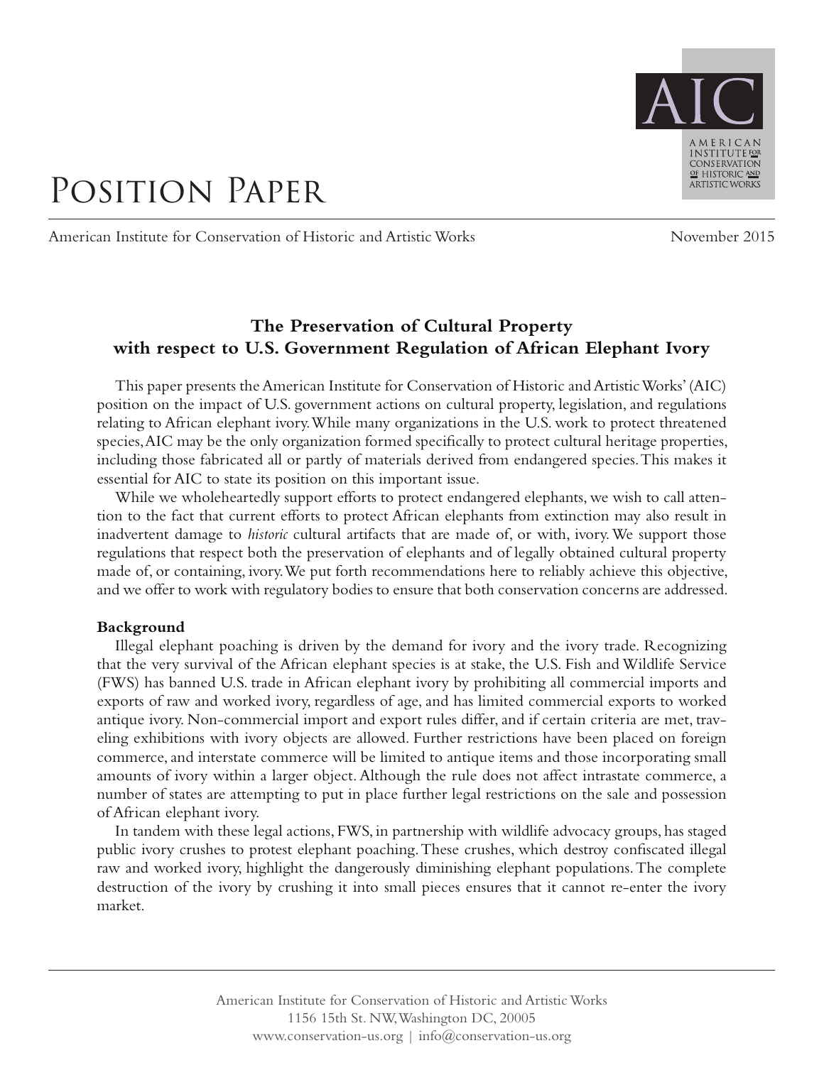# Position Paper

American Institute for Conservation of Historic and Artistic Works — November 2015

## The Preservation of Cultural Property with respect to U.S. Government Regulation of African Elephant Ivory

This paper presents the American Institute for Conservation of Historic and Artistic Works' (AIC) position on the impact of U.S. government actions on cultural property, legislation, and regulations relating to African elephant ivory. While many organizations in the U.S. work to protect threatened species, AIC may be the only organization formed specifically to protect cultural heritage properties, including those fabricated all or partly of materials derived from endangered species. This makes it essential for AIC to state its position on this important issue.

While we wholeheartedly support efforts to protect endangered elephants, we wish to call attention to the fact that current efforts to protect African elephants from extinction may also result in inadvertent damage to *historic* cultural artifacts that are made of, or with, ivory. We support those regulations that respect both the preservation of elephants and of legally obtained cultural property made of, or containing, ivory. We put forth recommendations here to reliably achieve this objective, and we offer to work with regulatory bodies to ensure that both conservation concerns are addressed.

**Background**

Illegal elephant poaching is driven by the demand for ivory and the ivory trade. Recognizing that the very survival of the African elephant species is at stake, the U.S. Fish and Wildlife Service (FWS) has banned U.S. trade in African elephant ivory by prohibiting all commercial imports and exports of raw and worked ivory, regardless of age, and has limited commercial exports to worked antique ivory. Non-commercial import and export rules differ, and if certain criteria are met, traveling exhibitions with ivory objects are allowed. Further restrictions have been placed on foreign commerce, and interstate commerce will be limited to antique items and those incorporating small amounts of ivory within a larger object. Although the rule does not affect intrastate commerce, a number of states are attempting to put in place further legal restrictions on the sale and possession of African elephant ivory.

In tandem with these legal actions, FWS, in partnership with wildlife advocacy groups, has staged public ivory crushes to protest elephant poaching. These crushes, which destroy confiscated illegal raw and worked ivory, highlight the dangerously diminishing elephant populations. The complete destruction of the ivory by crushing it into small pieces ensures that it cannot re-enter the ivory market.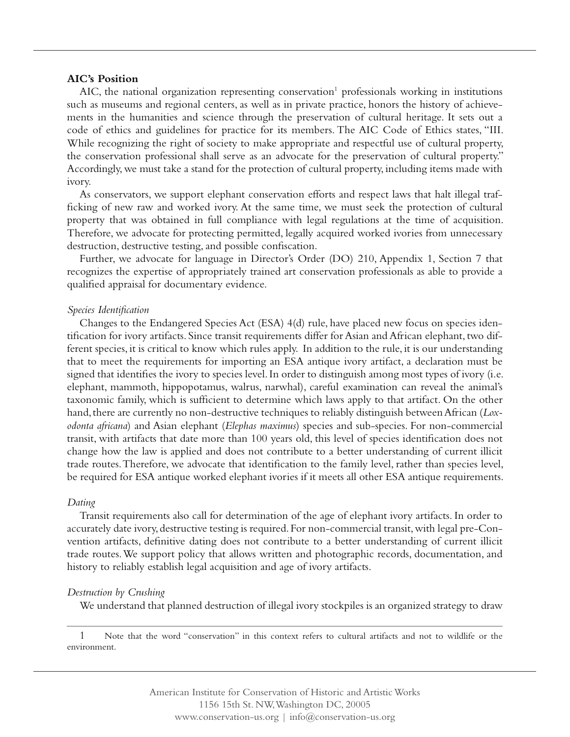**AIC's Position**

AIC, the national organization representing conservation[1] professionals working in institutions such as museums and regional centers, as well as in private practice, honors the history of achievements in the humanities and science through the preservation of cultural heritage. It sets out a code of ethics and guidelines for practice for its members. The AIC Code of Ethics states, "III. While recognizing the right of society to make appropriate and respectful use of cultural property, the conservation professional shall serve as an advocate for the preservation of cultural property." Accordingly, we must take a stand for the protection of cultural property, including items made with ivory.

As conservators, we support elephant conservation efforts and respect laws that halt illegal trafficking of new raw and worked ivory. At the same time, we must seek the protection of cultural property that was obtained in full compliance with legal regulations at the time of acquisition. Therefore, we advocate for protecting permitted, legally acquired worked ivories from unnecessary destruction, destructive testing, and possible confiscation.

Further, we advocate for language in Director's Order (DO) 210, Appendix 1, Section 7 that recognizes the expertise of appropriately trained art conservation professionals as able to provide a qualified appraisal for documentary evidence.

*Species Identification*

Changes to the Endangered Species Act (ESA) 4(d) rule, have placed new focus on species identification for ivory artifacts. Since transit requirements differ for Asian and African elephant, two different species, it is critical to know which rules apply. In addition to the rule, it is our understanding that to meet the requirements for importing an ESA antique ivory artifact, a declaration must be signed that identifies the ivory to species level. In order to distinguish among most types of ivory (i.e. elephant, mammoth, hippopotamus, walrus, narwhal), careful examination can reveal the animal's taxonomic family, which is sufficient to determine which laws apply to that artifact. On the other hand, there are currently no non-destructive techniques to reliably distinguish between African (*Loxodonta africana*) and Asian elephant (*Elephas maximus*) species and sub-species. For non-commercial transit, with artifacts that date more than 100 years old, this level of species identification does not change how the law is applied and does not contribute to a better understanding of current illicit trade routes. Therefore, we advocate that identification to the family level, rather than species level, be required for ESA antique worked elephant ivories if it meets all other ESA antique requirements.

*Dating*

Transit requirements also call for determination of the age of elephant ivory artifacts. In order to accurately date ivory, destructive testing is required. For non-commercial transit, with legal pre-Convention artifacts, definitive dating does not contribute to a better understanding of current illicit trade routes. We support policy that allows written and photographic records, documentation, and history to reliably establish legal acquisition and age of ivory artifacts.

*Destruction by Crushing*

We understand that planned destruction of illegal ivory stockpiles is an organized strategy to draw

---

[1] Note that the word "conservation" in this context refers to cultural artifacts and not to wildlife or the environment.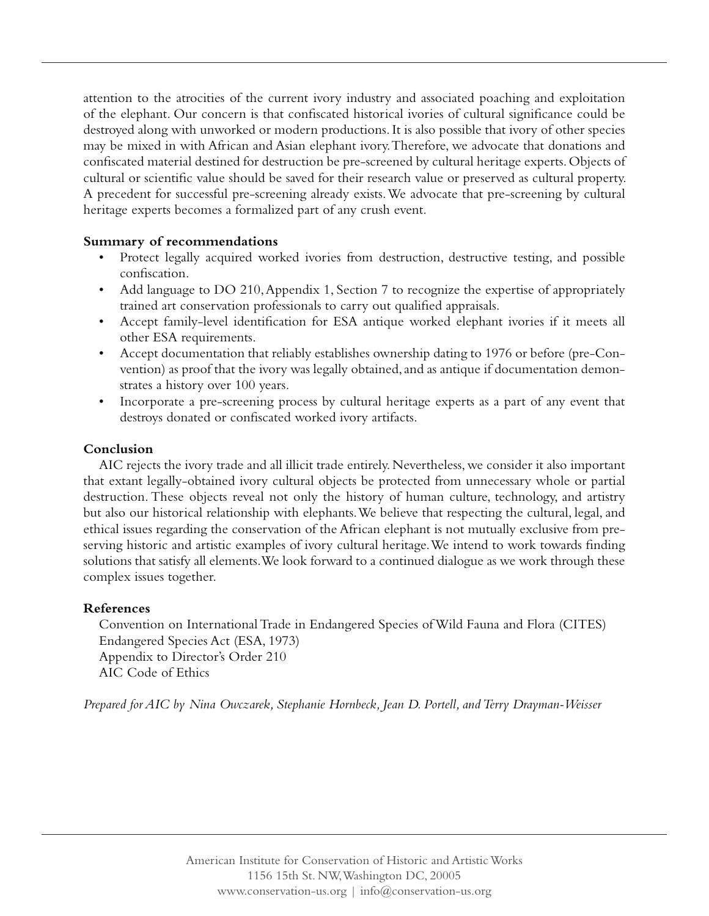attention to the atrocities of the current ivory industry and associated poaching and exploitation of the elephant. Our concern is that confiscated historical ivories of cultural significance could be destroyed along with unworked or modern productions. It is also possible that ivory of other species may be mixed in with African and Asian elephant ivory. Therefore, we advocate that donations and confiscated material destined for destruction be pre-screened by cultural heritage experts. Objects of cultural or scientific value should be saved for their research value or preserved as cultural property. A precedent for successful pre-screening already exists. We advocate that pre-screening by cultural heritage experts becomes a formalized part of any crush event.

**Summary of recommendations**

- Protect legally acquired worked ivories from destruction, destructive testing, and possible confiscation.
- Add language to DO 210, Appendix 1, Section 7 to recognize the expertise of appropriately trained art conservation professionals to carry out qualified appraisals.
- Accept family-level identification for ESA antique worked elephant ivories if it meets all other ESA requirements.
- Accept documentation that reliably establishes ownership dating to 1976 or before (pre-Convention) as proof that the ivory was legally obtained, and as antique if documentation demonstrates a history over 100 years.
- Incorporate a pre-screening process by cultural heritage experts as a part of any event that destroys donated or confiscated worked ivory artifacts.

**Conclusion**

AIC rejects the ivory trade and all illicit trade entirely. Nevertheless, we consider it also important that extant legally-obtained ivory cultural objects be protected from unnecessary whole or partial destruction. These objects reveal not only the history of human culture, technology, and artistry but also our historical relationship with elephants. We believe that respecting the cultural, legal, and ethical issues regarding the conservation of the African elephant is not mutually exclusive from preserving historic and artistic examples of ivory cultural heritage. We intend to work towards finding solutions that satisfy all elements. We look forward to a continued dialogue as we work through these complex issues together.

**References**

Convention on International Trade in Endangered Species of Wild Fauna and Flora (CITES)
Endangered Species Act (ESA, 1973)
Appendix to Director's Order 210
AIC Code of Ethics

*Prepared for AIC by Nina Owczarek, Stephanie Hornbeck, Jean D. Portell, and Terry Drayman-Weisser*